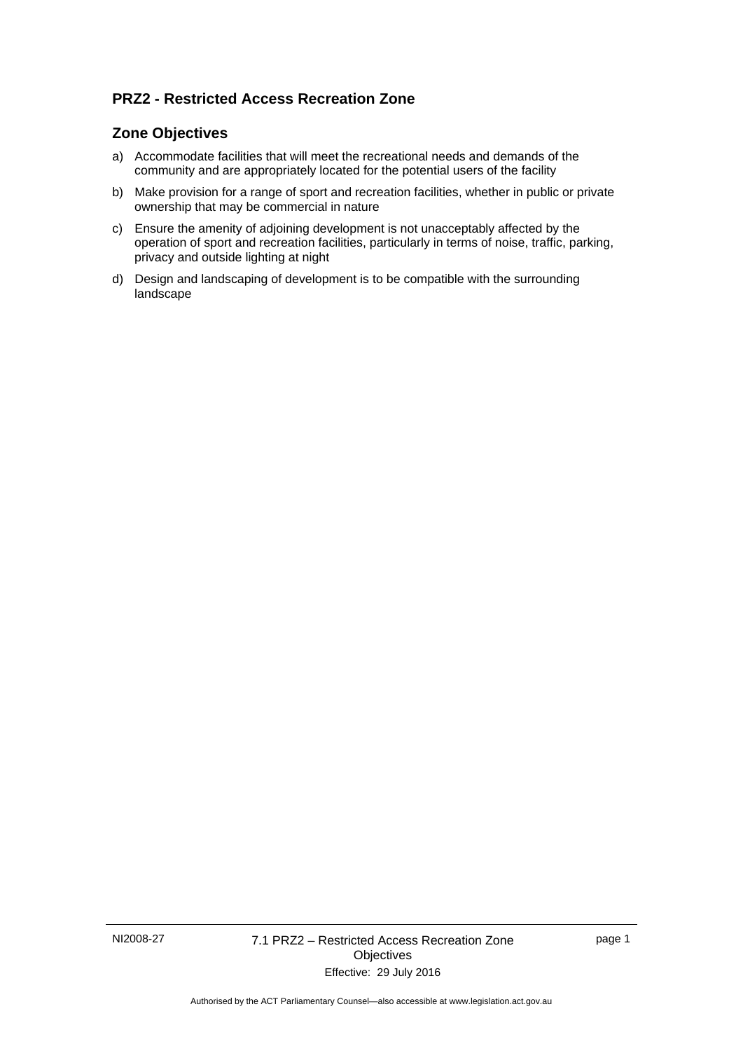## PRZ2 - Restricted Access Recreation Zone

### Zone Objectives

a) Accommodate facilities that will meet the recreational needs and demands of the community and are appropriately located for the potential users of the facility

b) Make provision for a range of sport and recreation facilities, whether in public or private ownership that may be commercial in nature

c) Ensure the amenity of adjoining development is not unacceptably affected by the operation of sport and recreation facilities, particularly in terms of noise, traffic, parking, privacy and outside lighting at night

d) Design and landscaping of development is to be compatible with the surrounding landscape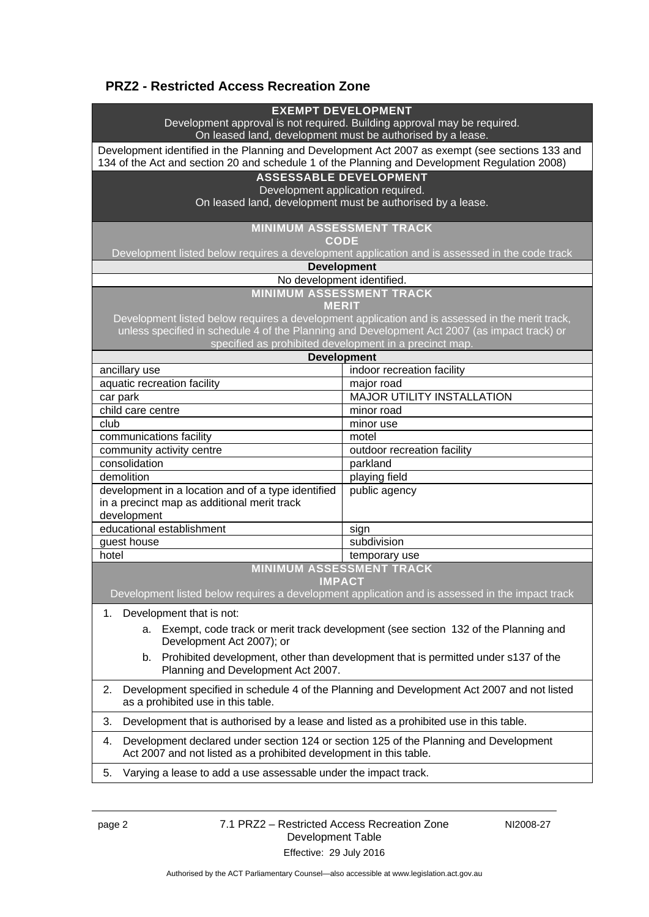## PRZ2 - Restricted Access Recreation Zone

| EXEMPT DEVELOPMENT<br>Development approval is not required. Building approval may be required.<br>On leased land, development must be authorised by a lease. | |
|---|---|
| Development identified in the Planning and Development Act 2007 as exempt (see sections 133 and 134 of the Act and section 20 and schedule 1 of the Planning and Development Regulation 2008) | |
| **ASSESSABLE DEVELOPMENT**<br>Development application required.<br>On leased land, development must be authorised by a lease. | |
| **MINIMUM ASSESSMENT TRACK**<br>**CODE**<br>Development listed below requires a development application and is assessed in the code track | |
| **Development** | |
| No development identified. | |
| **MINIMUM ASSESSMENT TRACK**<br>**MERIT**<br>Development listed below requires a development application and is assessed in the merit track, unless specified in schedule 4 of the Planning and Development Act 2007 (as impact track) or specified as prohibited development in a precinct map. | |
| **Development** | |
| ancillary use | indoor recreation facility |
| aquatic recreation facility | major road |
| car park | MAJOR UTILITY INSTALLATION |
| child care centre | minor road |
| club | minor use |
| communications facility | motel |
| community activity centre | outdoor recreation facility |
| consolidation | parkland |
| demolition | playing field |
| development in a location and of a type identified in a precinct map as additional merit track development | public agency |
| educational establishment | sign |
| guest house | subdivision |
| hotel | temporary use |
| **MINIMUM ASSESSMENT TRACK**<br>**IMPACT**<br>Development listed below requires a development application and is assessed in the impact track | |
| 1. Development that is not:<br>a. Exempt, code track or merit track development (see section 132 of the Planning and Development Act 2007); or<br>b. Prohibited development, other than development that is permitted under s137 of the Planning and Development Act 2007. | |
| 2. Development specified in schedule 4 of the Planning and Development Act 2007 and not listed as a prohibited use in this table. | |
| 3. Development that is authorised by a lease and listed as a prohibited use in this table. | |
| 4. Development declared under section 124 or section 125 of the Planning and Development Act 2007 and not listed as a prohibited development in this table. | |
| 5. Varying a lease to add a use assessable under the impact track. | |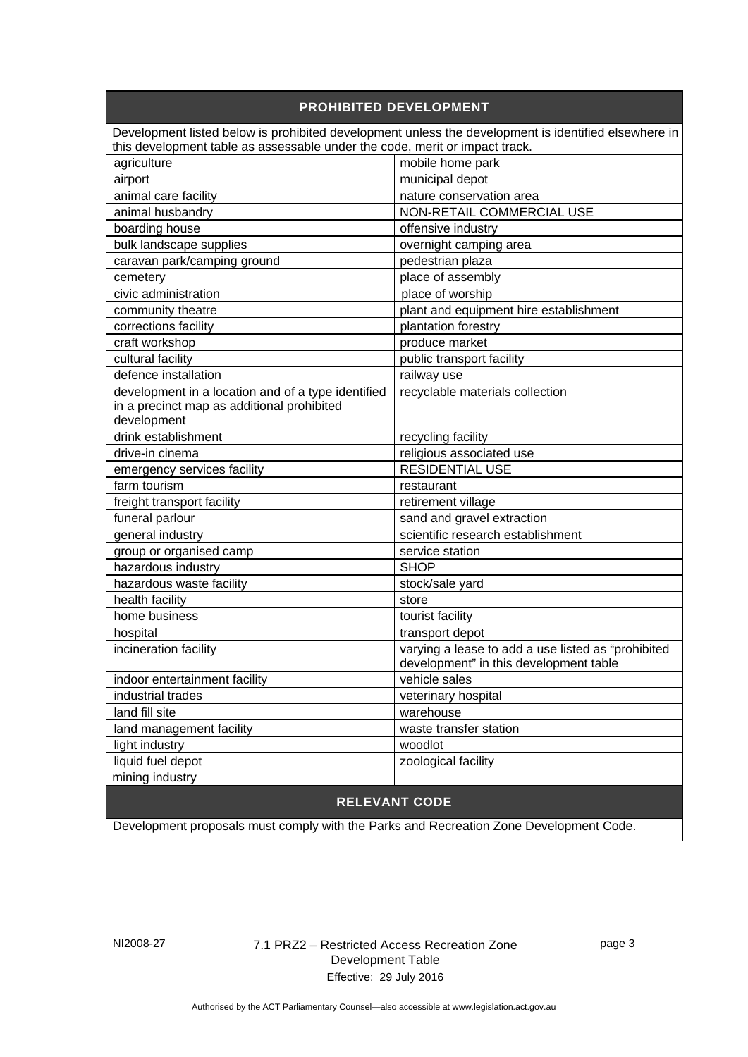| **PROHIBITED DEVELOPMENT** | |
|---|---|
| Development listed below is prohibited development unless the development is identified elsewhere in this development table as assessable under the code, merit or impact track. | |
| agriculture | mobile home park |
| airport | municipal depot |
| animal care facility | nature conservation area |
| animal husbandry | NON-RETAIL COMMERCIAL USE |
| boarding house | offensive industry |
| bulk landscape supplies | overnight camping area |
| caravan park/camping ground | pedestrian plaza |
| cemetery | place of assembly |
| civic administration | place of worship |
| community theatre | plant and equipment hire establishment |
| corrections facility | plantation forestry |
| craft workshop | produce market |
| cultural facility | public transport facility |
| defence installation | railway use |
| development in a location and of a type identified in a precinct map as additional prohibited development | recyclable materials collection |
| drink establishment | recycling facility |
| drive-in cinema | religious associated use |
| emergency services facility | RESIDENTIAL USE |
| farm tourism | restaurant |
| freight transport facility | retirement village |
| funeral parlour | sand and gravel extraction |
| general industry | scientific research establishment |
| group or organised camp | service station |
| hazardous industry | SHOP |
| hazardous waste facility | stock/sale yard |
| health facility | store |
| home business | tourist facility |
| hospital | transport depot |
| incineration facility | varying a lease to add a use listed as "prohibited development" in this development table |
| indoor entertainment facility | vehicle sales |
| industrial trades | veterinary hospital |
| land fill site | warehouse |
| land management facility | waste transfer station |
| light industry | woodlot |
| liquid fuel depot | zoological facility |
| mining industry | |

| **RELEVANT CODE** |
|---|
| Development proposals must comply with the Parks and Recreation Zone Development Code. |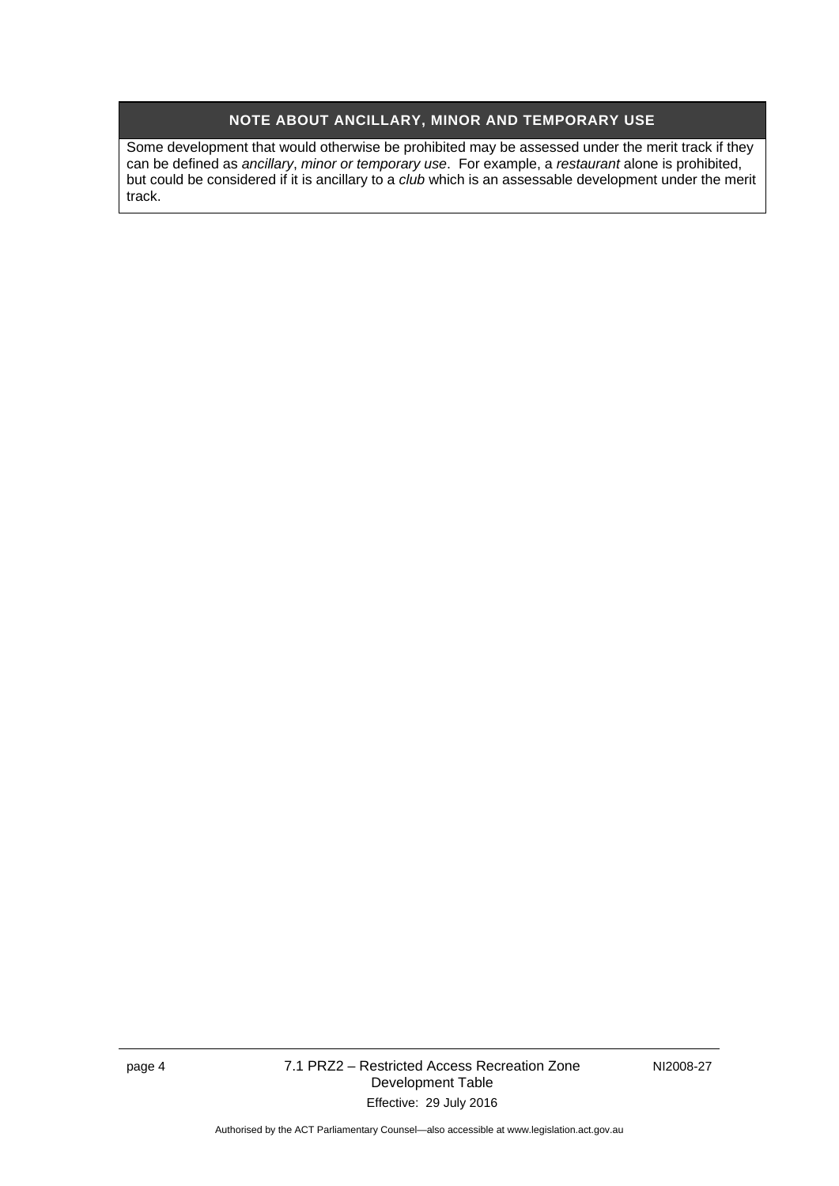**NOTE ABOUT ANCILLARY, MINOR AND TEMPORARY USE**

Some development that would otherwise be prohibited may be assessed under the merit track if they can be defined as *ancillary*, *minor or temporary use*. For example, a *restaurant* alone is prohibited, but could be considered if it is ancillary to a *club* which is an assessable development under the merit track.